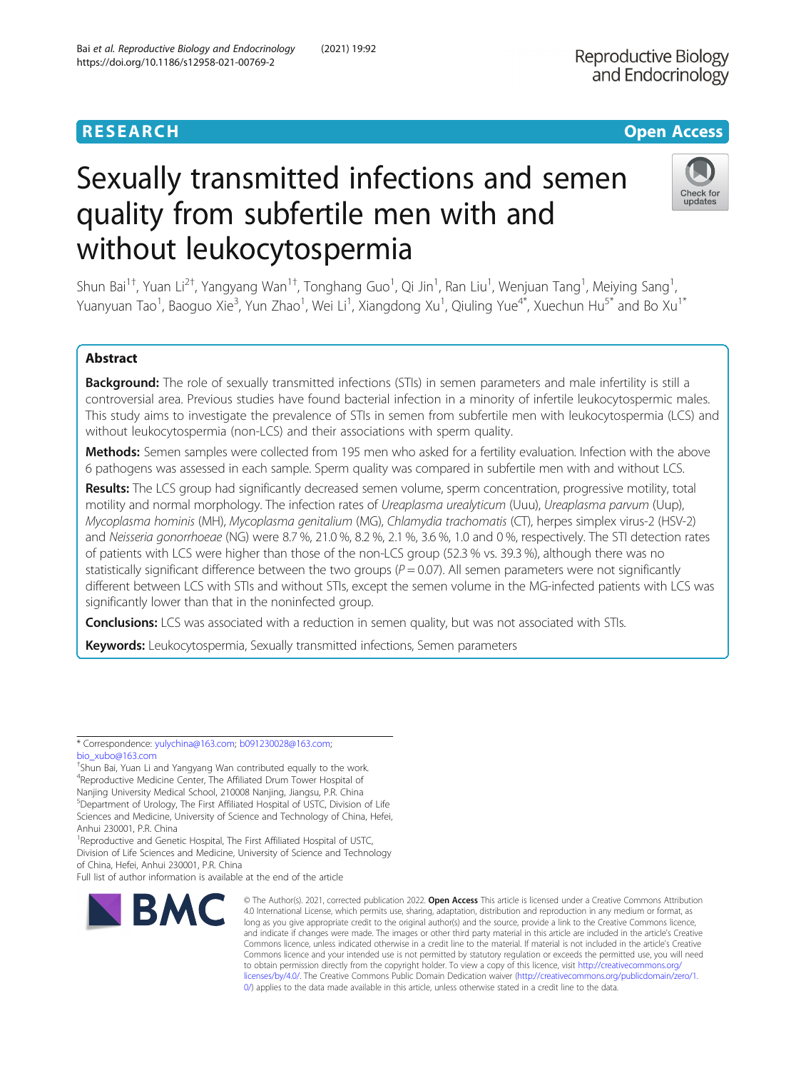RESEARCH

Open Access

# Sexually transmitted infections and semen quality from subfertile men with and without leukocytospermia

Shun Bai[1†], Yuan Li[2†], Yangyang Wan[1†], Tonghang Guo[1], Qi Jin[1], Ran Liu[1], Wenjuan Tang[1], Meiying Sang[1], Yuanyuan Tao[1], Baoguo Xie[3], Yun Zhao[1], Wei Li[1], Xiangdong Xu[1], Qiuling Yue[4*], Xuechun Hu[5*] and Bo Xu[1*]

## Abstract

**Background:** The role of sexually transmitted infections (STIs) in semen parameters and male infertility is still a controversial area. Previous studies have found bacterial infection in a minority of infertile leukocytospermic males. This study aims to investigate the prevalence of STIs in semen from subfertile men with leukocytospermia (LCS) and without leukocytospermia (non-LCS) and their associations with sperm quality.

**Methods:** Semen samples were collected from 195 men who asked for a fertility evaluation. Infection with the above 6 pathogens was assessed in each sample. Sperm quality was compared in subfertile men with and without LCS.

**Results:** The LCS group had significantly decreased semen volume, sperm concentration, progressive motility, total motility and normal morphology. The infection rates of *Ureaplasma urealyticum* (Uuu), *Ureaplasma parvum* (Uup), *Mycoplasma hominis* (MH), *Mycoplasma genitalium* (MG), *Chlamydia trachomatis* (CT), herpes simplex virus-2 (HSV-2) and *Neisseria gonorrhoeae* (NG) were 8.7 %, 21.0 %, 8.2 %, 2.1 %, 3.6 %, 1.0 and 0 %, respectively. The STI detection rates of patients with LCS were higher than those of the non-LCS group (52.3 % vs. 39.3 %), although there was no statistically significant difference between the two groups ($P = 0.07$). All semen parameters were not significantly different between LCS with STIs and without STIs, except the semen volume in the MG-infected patients with LCS was significantly lower than that in the noninfected group.

**Conclusions:** LCS was associated with a reduction in semen quality, but was not associated with STIs.

**Keywords:** Leukocytospermia, Sexually transmitted infections, Semen parameters

---

* Correspondence: yulychina@163.com; b091230028@163.com; bio_xubo@163.com
†Shun Bai, Yuan Li and Yangyang Wan contributed equally to the work.
[4]Reproductive Medicine Center, The Affiliated Drum Tower Hospital of Nanjing University Medical School, 210008 Nanjing, Jiangsu, P.R. China
[5]Department of Urology, The First Affiliated Hospital of USTC, Division of Life Sciences and Medicine, University of Science and Technology of China, Hefei, Anhui 230001, P.R. China
[1]Reproductive and Genetic Hospital, The First Affiliated Hospital of USTC, Division of Life Sciences and Medicine, University of Science and Technology of China, Hefei, Anhui 230001, P.R. China
Full list of author information is available at the end of the article

© The Author(s). 2021, corrected publication 2022. **Open Access** This article is licensed under a Creative Commons Attribution 4.0 International License, which permits use, sharing, adaptation, distribution and reproduction in any medium or format, as long as you give appropriate credit to the original author(s) and the source, provide a link to the Creative Commons licence, and indicate if changes were made. The images or other third party material in this article are included in the article's Creative Commons licence, unless indicated otherwise in a credit line to the material. If material is not included in the article's Creative Commons licence and your intended use is not permitted by statutory regulation or exceeds the permitted use, you will need to obtain permission directly from the copyright holder. To view a copy of this licence, visit http://creativecommons.org/licenses/by/4.0/. The Creative Commons Public Domain Dedication waiver (http://creativecommons.org/publicdomain/zero/1.0/) applies to the data made available in this article, unless otherwise stated in a credit line to the data.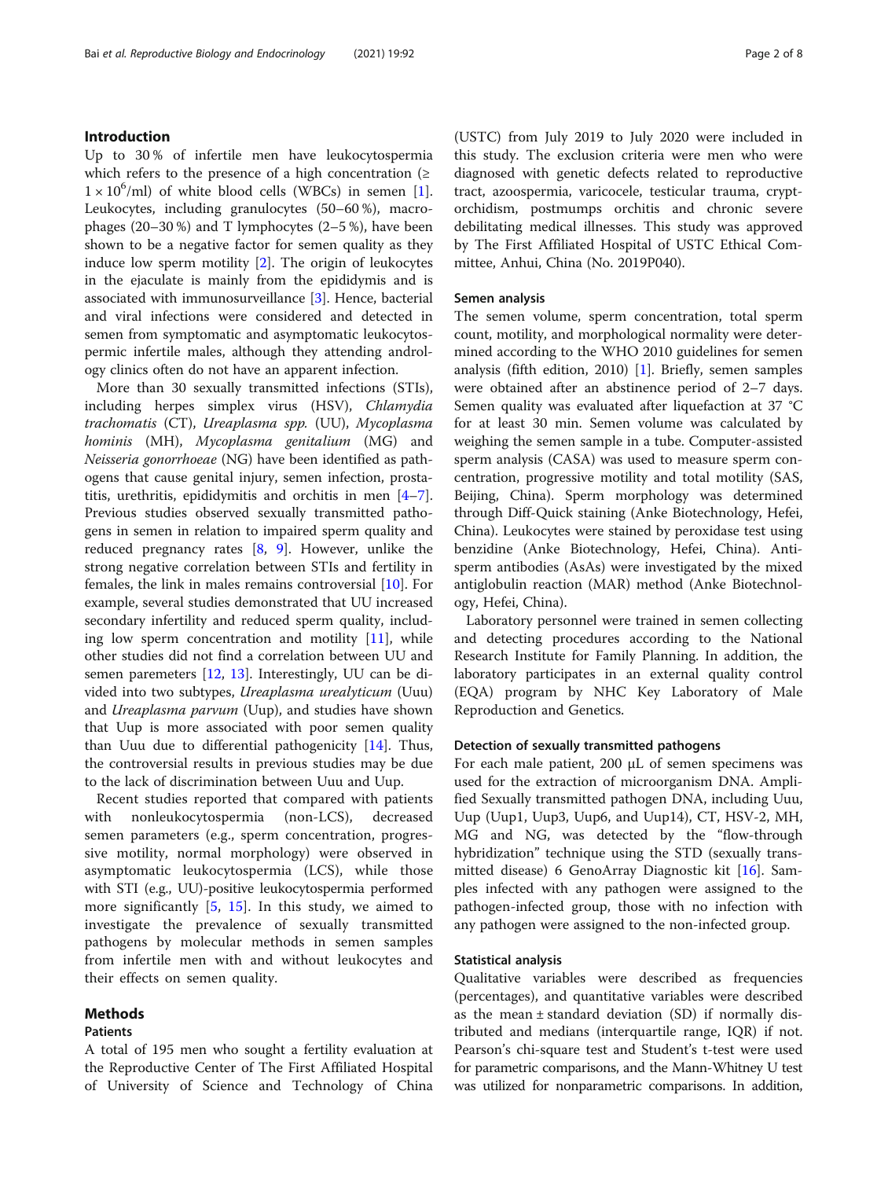## Introduction

Up to 30 % of infertile men have leukocytospermia which refers to the presence of a high concentration ($\geq 1 \times 10^6$/ml) of white blood cells (WBCs) in semen [1]. Leukocytes, including granulocytes (50–60 %), macrophages (20–30 %) and T lymphocytes (2–5 %), have been shown to be a negative factor for semen quality as they induce low sperm motility [2]. The origin of leukocytes in the ejaculate is mainly from the epididymis and is associated with immunosurveillance [3]. Hence, bacterial and viral infections were considered and detected in semen from symptomatic and asymptomatic leukocytospermic infertile males, although they attending andrology clinics often do not have an apparent infection.

More than 30 sexually transmitted infections (STIs), including herpes simplex virus (HSV), *Chlamydia trachomatis* (CT), *Ureaplasma spp.* (UU), *Mycoplasma hominis* (MH), *Mycoplasma genitalium* (MG) and *Neisseria gonorrhoeae* (NG) have been identified as pathogens that cause genital injury, semen infection, prostatitis, urethritis, epididymitis and orchitis in men [4–7]. Previous studies observed sexually transmitted pathogens in semen in relation to impaired sperm quality and reduced pregnancy rates [8, 9]. However, unlike the strong negative correlation between STIs and fertility in females, the link in males remains controversial [10]. For example, several studies demonstrated that UU increased secondary infertility and reduced sperm quality, including low sperm concentration and motility [11], while other studies did not find a correlation between UU and semen paremeters [12, 13]. Interestingly, UU can be divided into two subtypes, *Ureaplasma urealyticum* (Uuu) and *Ureaplasma parvum* (Uup), and studies have shown that Uup is more associated with poor semen quality than Uuu due to differential pathogenicity [14]. Thus, the controversial results in previous studies may be due to the lack of discrimination between Uuu and Uup.

Recent studies reported that compared with patients with nonleukocytospermia (non-LCS), decreased semen parameters (e.g., sperm concentration, progressive motility, normal morphology) were observed in asymptomatic leukocytospermia (LCS), while those with STI (e.g., UU)-positive leukocytospermia performed more significantly [5, 15]. In this study, we aimed to investigate the prevalence of sexually transmitted pathogens by molecular methods in semen samples from infertile men with and without leukocytes and their effects on semen quality.

## Methods

### Patients

A total of 195 men who sought a fertility evaluation at the Reproductive Center of The First Affiliated Hospital of University of Science and Technology of China (USTC) from July 2019 to July 2020 were included in this study. The exclusion criteria were men who were diagnosed with genetic defects related to reproductive tract, azoospermia, varicocele, testicular trauma, cryptorchidism, postmumps orchitis and chronic severe debilitating medical illnesses. This study was approved by The First Affiliated Hospital of USTC Ethical Committee, Anhui, China (No. 2019P040).

### Semen analysis

The semen volume, sperm concentration, total sperm count, motility, and morphological normality were determined according to the WHO 2010 guidelines for semen analysis (fifth edition, 2010) [1]. Briefly, semen samples were obtained after an abstinence period of 2–7 days. Semen quality was evaluated after liquefaction at 37 °C for at least 30 min. Semen volume was calculated by weighing the semen sample in a tube. Computer-assisted sperm analysis (CASA) was used to measure sperm concentration, progressive motility and total motility (SAS, Beijing, China). Sperm morphology was determined through Diff-Quick staining (Anke Biotechnology, Hefei, China). Leukocytes were stained by peroxidase test using benzidine (Anke Biotechnology, Hefei, China). Antisperm antibodies (AsAs) were investigated by the mixed antiglobulin reaction (MAR) method (Anke Biotechnology, Hefei, China).

Laboratory personnel were trained in semen collecting and detecting procedures according to the National Research Institute for Family Planning. In addition, the laboratory participates in an external quality control (EQA) program by NHC Key Laboratory of Male Reproduction and Genetics.

### Detection of sexually transmitted pathogens

For each male patient, 200 μL of semen specimens was used for the extraction of microorganism DNA. Amplified Sexually transmitted pathogen DNA, including Uuu, Uup (Uup1, Uup3, Uup6, and Uup14), CT, HSV-2, MH, MG and NG, was detected by the "flow-through hybridization" technique using the STD (sexually transmitted disease) 6 GenoArray Diagnostic kit [16]. Samples infected with any pathogen were assigned to the pathogen-infected group, those with no infection with any pathogen were assigned to the non-infected group.

### Statistical analysis

Qualitative variables were described as frequencies (percentages), and quantitative variables were described as the mean ± standard deviation (SD) if normally distributed and medians (interquartile range, IQR) if not. Pearson's chi-square test and Student's t-test were used for parametric comparisons, and the Mann-Whitney U test was utilized for nonparametric comparisons. In addition,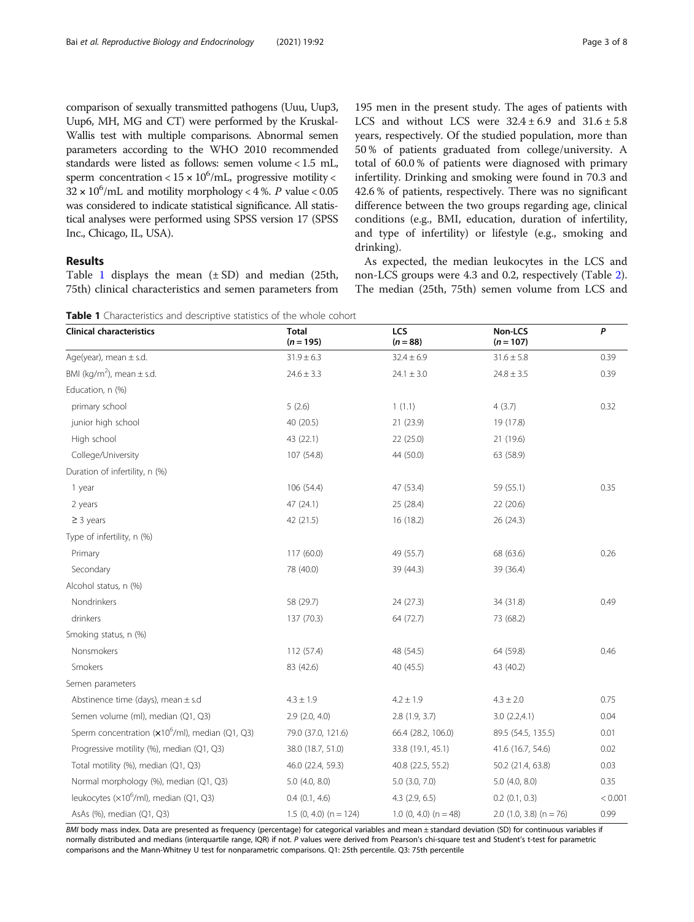comparison of sexually transmitted pathogens (Uuu, Uup3, Uup6, MH, MG and CT) were performed by the Kruskal-Wallis test with multiple comparisons. Abnormal semen parameters according to the WHO 2010 recommended standards were listed as follows: semen volume < 1.5 mL, sperm concentration < $15 \times 10^6$/mL, progressive motility < $32 \times 10^6$/mL and motility morphology < 4 %. *P* value < 0.05 was considered to indicate statistical significance. All statistical analyses were performed using SPSS version 17 (SPSS Inc., Chicago, IL, USA).

## Results

Table 1 displays the mean (± SD) and median (25th, 75th) clinical characteristics and semen parameters from 195 men in the present study. The ages of patients with LCS and without LCS were 32.4 ± 6.9 and 31.6 ± 5.8 years, respectively. Of the studied population, more than 50 % of patients graduated from college/university. A total of 60.0 % of patients were diagnosed with primary infertility. Drinking and smoking were found in 70.3 and 42.6 % of patients, respectively. There was no significant difference between the two groups regarding age, clinical conditions (e.g., BMI, education, duration of infertility, and type of infertility) or lifestyle (e.g., smoking and drinking).

As expected, the median leukocytes in the LCS and non-LCS groups were 4.3 and 0.2, respectively (Table 2). The median (25th, 75th) semen volume from LCS and

**Table 1** Characteristics and descriptive statistics of the whole cohort

| Clinical characteristics | Total (n = 195) | LCS (n = 88) | Non-LCS (n = 107) | P |
|---|---|---|---|---|
| Age(year), mean ± s.d. | 31.9 ± 6.3 | 32.4 ± 6.9 | 31.6 ± 5.8 | 0.39 |
| BMI (kg/m$^2$), mean ± s.d. | 24.6 ± 3.3 | 24.1 ± 3.0 | 24.8 ± 3.5 | 0.39 |
| Education, n (%) | | | | |
| primary school | 5 (2.6) | 1 (1.1) | 4 (3.7) | 0.32 |
| junior high school | 40 (20.5) | 21 (23.9) | 19 (17.8) | |
| High school | 43 (22.1) | 22 (25.0) | 21 (19.6) | |
| College/University | 107 (54.8) | 44 (50.0) | 63 (58.9) | |
| Duration of infertility, n (%) | | | | |
| 1 year | 106 (54.4) | 47 (53.4) | 59 (55.1) | 0.35 |
| 2 years | 47 (24.1) | 25 (28.4) | 22 (20.6) | |
| ≥ 3 years | 42 (21.5) | 16 (18.2) | 26 (24.3) | |
| Type of infertility, n (%) | | | | |
| Primary | 117 (60.0) | 49 (55.7) | 68 (63.6) | 0.26 |
| Secondary | 78 (40.0) | 39 (44.3) | 39 (36.4) | |
| Alcohol status, n (%) | | | | |
| Nondrinkers | 58 (29.7) | 24 (27.3) | 34 (31.8) | 0.49 |
| drinkers | 137 (70.3) | 64 (72.7) | 73 (68.2) | |
| Smoking status, n (%) | | | | |
| Nonsmokers | 112 (57.4) | 48 (54.5) | 64 (59.8) | 0.46 |
| Smokers | 83 (42.6) | 40 (45.5) | 43 (40.2) | |
| Semen parameters | | | | |
| Abstinence time (days), mean ± s.d | 4.3 ± 1.9 | 4.2 ± 1.9 | 4.3 ± 2.0 | 0.75 |
| Semen volume (ml), median (Q1, Q3) | 2.9 (2.0, 4.0) | 2.8 (1.9, 3.7) | 3.0 (2.2,4.1) | 0.04 |
| Sperm concentration ($\times 10^6$/ml), median (Q1, Q3) | 79.0 (37.0, 121.6) | 66.4 (28.2, 106.0) | 89.5 (54.5, 135.5) | 0.01 |
| Progressive motility (%), median (Q1, Q3) | 38.0 (18.7, 51.0) | 33.8 (19.1, 45.1) | 41.6 (16.7, 54.6) | 0.02 |
| Total motility (%), median (Q1, Q3) | 46.0 (22.4, 59.3) | 40.8 (22.5, 55.2) | 50.2 (21.4, 63.8) | 0.03 |
| Normal morphology (%), median (Q1, Q3) | 5.0 (4.0, 8.0) | 5.0 (3.0, 7.0) | 5.0 (4.0, 8.0) | 0.35 |
| leukocytes ($\times 10^6$/ml), median (Q1, Q3) | 0.4 (0.1, 4.6) | 4.3 (2.9, 6.5) | 0.2 (0.1, 0.3) | < 0.001 |
| AsAs (%), median (Q1, Q3) | 1.5 (0, 4.0) (n = 124) | 1.0 (0, 4.0) (n = 48) | 2.0 (1.0, 3.8) (n = 76) | 0.99 |

*BMI* body mass index. Data are presented as frequency (percentage) for categorical variables and mean ± standard deviation (SD) for continuous variables if normally distributed and medians (interquartile range, IQR) if not. *P* values were derived from Pearson's chi-square test and Student's t-test for parametric comparisons and the Mann-Whitney U test for nonparametric comparisons. Q1: 25th percentile. Q3: 75th percentile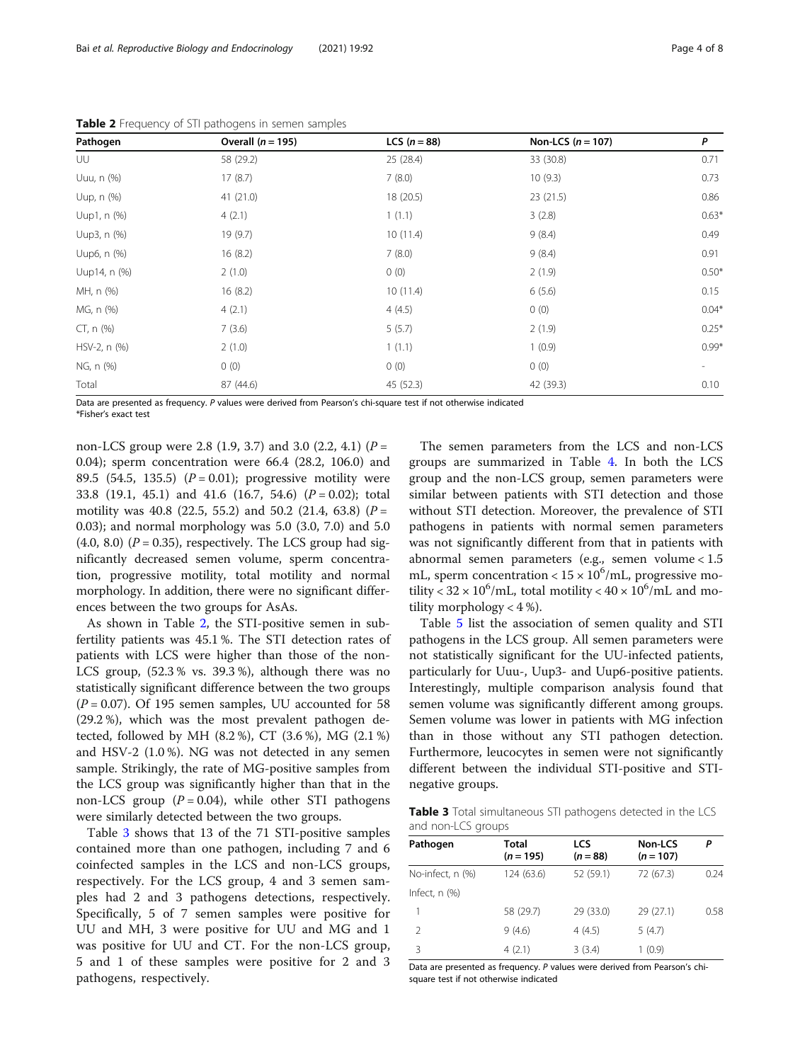**Table 2** Frequency of STI pathogens in semen samples

| Pathogen | Overall (*n* = 195) | LCS (*n* = 88) | Non-LCS (*n* = 107) | *P* |
|---|---|---|---|---|
| UU | 58 (29.2) | 25 (28.4) | 33 (30.8) | 0.71 |
| Uuu, n (%) | 17 (8.7) | 7 (8.0) | 10 (9.3) | 0.73 |
| Uup, n (%) | 41 (21.0) | 18 (20.5) | 23 (21.5) | 0.86 |
| Uup1, n (%) | 4 (2.1) | 1 (1.1) | 3 (2.8) | 0.63* |
| Uup3, n (%) | 19 (9.7) | 10 (11.4) | 9 (8.4) | 0.49 |
| Uup6, n (%) | 16 (8.2) | 7 (8.0) | 9 (8.4) | 0.91 |
| Uup14, n (%) | 2 (1.0) | 0 (0) | 2 (1.9) | 0.50* |
| MH, n (%) | 16 (8.2) | 10 (11.4) | 6 (5.6) | 0.15 |
| MG, n (%) | 4 (2.1) | 4 (4.5) | 0 (0) | 0.04* |
| CT, n (%) | 7 (3.6) | 5 (5.7) | 2 (1.9) | 0.25* |
| HSV-2, n (%) | 2 (1.0) | 1 (1.1) | 1 (0.9) | 0.99* |
| NG, n (%) | 0 (0) | 0 (0) | 0 (0) | - |
| Total | 87 (44.6) | 45 (52.3) | 42 (39.3) | 0.10 |

Data are presented as frequency. *P* values were derived from Pearson's chi-square test if not otherwise indicated
*Fisher's exact test

non-LCS group were 2.8 (1.9, 3.7) and 3.0 (2.2, 4.1) ($P$ = 0.04); sperm concentration were 66.4 (28.2, 106.0) and 89.5 (54.5, 135.5) ($P$ = 0.01); progressive motility were 33.8 (19.1, 45.1) and 41.6 (16.7, 54.6) ($P$ = 0.02); total motility was 40.8 (22.5, 55.2) and 50.2 (21.4, 63.8) ($P$ = 0.03); and normal morphology was 5.0 (3.0, 7.0) and 5.0 (4.0, 8.0) ($P$ = 0.35), respectively. The LCS group had significantly decreased semen volume, sperm concentration, progressive motility, total motility and normal morphology. In addition, there were no significant differences between the two groups for AsAs.

As shown in Table 2, the STI-positive semen in subfertility patients was 45.1 %. The STI detection rates of patients with LCS were higher than those of the non-LCS group, (52.3 % vs. 39.3 %), although there was no statistically significant difference between the two groups ($P$ = 0.07). Of 195 semen samples, UU accounted for 58 (29.2 %), which was the most prevalent pathogen detected, followed by MH (8.2 %), CT (3.6 %), MG (2.1 %) and HSV-2 (1.0 %). NG was not detected in any semen sample. Strikingly, the rate of MG-positive samples from the LCS group was significantly higher than that in the non-LCS group ($P$ = 0.04), while other STI pathogens were similarly detected between the two groups.

Table 3 shows that 13 of the 71 STI-positive samples contained more than one pathogen, including 7 and 6 coinfected samples in the LCS and non-LCS groups, respectively. For the LCS group, 4 and 3 semen samples had 2 and 3 pathogens detections, respectively. Specifically, 5 of 7 semen samples were positive for UU and MH, 3 were positive for UU and MG and 1 was positive for UU and CT. For the non-LCS group, 5 and 1 of these samples were positive for 2 and 3 pathogens, respectively.

The semen parameters from the LCS and non-LCS groups are summarized in Table 4. In both the LCS group and the non-LCS group, semen parameters were similar between patients with STI detection and those without STI detection. Moreover, the prevalence of STI pathogens in patients with normal semen parameters was not significantly different from that in patients with abnormal semen parameters (e.g., semen volume < 1.5 mL, sperm concentration $< 15 \times 10^6$/mL, progressive motility $< 32 \times 10^6$/mL, total motility $< 40 \times 10^6$/mL and motility morphology < 4 %).

Table 5 list the association of semen quality and STI pathogens in the LCS group. All semen parameters were not statistically significant for the UU-infected patients, particularly for Uuu-, Uup3- and Uup6-positive patients. Interestingly, multiple comparison analysis found that semen volume was significantly different among groups. Semen volume was lower in patients with MG infection than in those without any STI pathogen detection. Furthermore, leucocytes in semen were not significantly different between the individual STI-positive and STI-negative groups.

**Table 3** Total simultaneous STI pathogens detected in the LCS and non-LCS groups

| Pathogen | Total (*n* = 195) | LCS (*n* = 88) | Non-LCS (*n* = 107) | *P* |
|---|---|---|---|---|
| No-infect, n (%) | 124 (63.6) | 52 (59.1) | 72 (67.3) | 0.24 |
| Infect, n (%) | | | | |
| 1 | 58 (29.7) | 29 (33.0) | 29 (27.1) | 0.58 |
| 2 | 9 (4.6) | 4 (4.5) | 5 (4.7) | |
| 3 | 4 (2.1) | 3 (3.4) | 1 (0.9) | |

Data are presented as frequency. *P* values were derived from Pearson's chi-square test if not otherwise indicated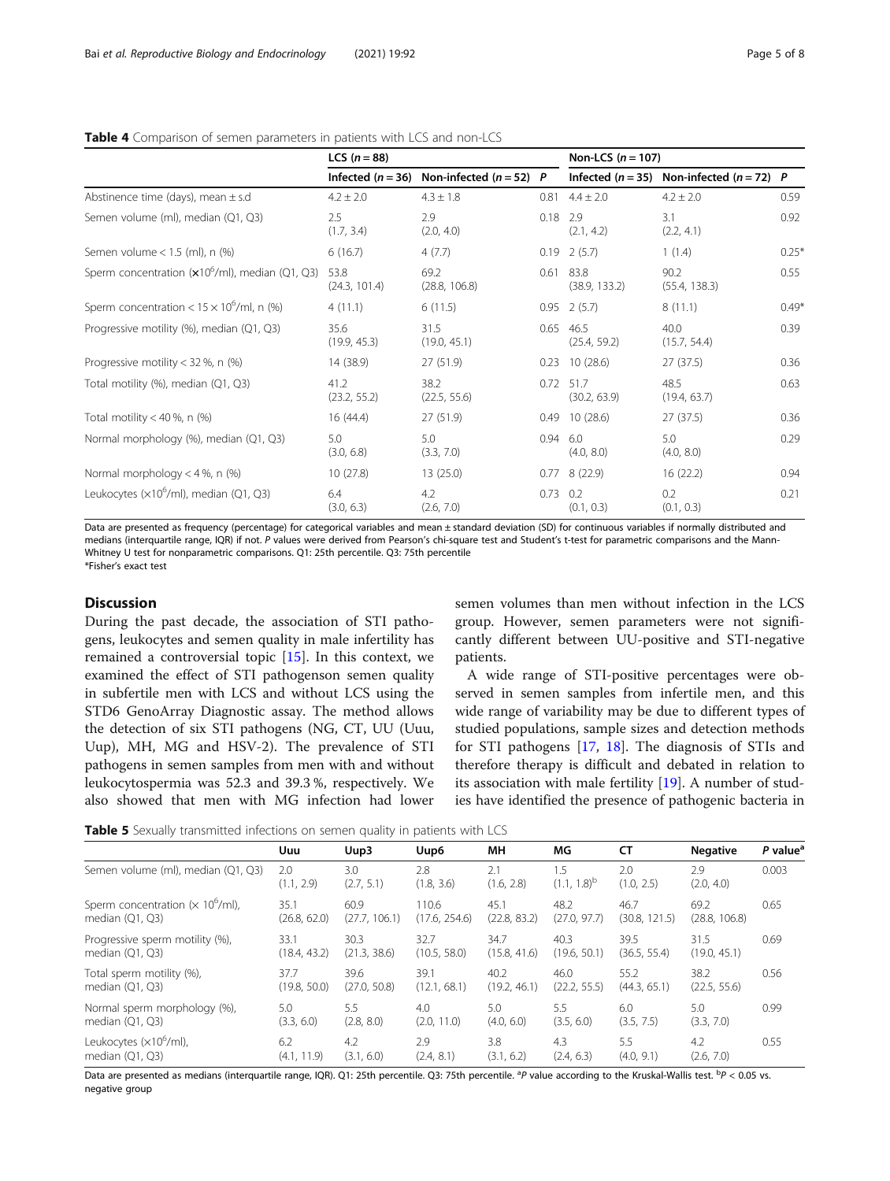**Table 4** Comparison of semen parameters in patients with LCS and non-LCS

| | LCS ($n = 88$) | | | Non-LCS ($n = 107$) | | |
|---|---|---|---|---|---|---|
| | Infected ($n = 36$) | Non-infected ($n = 52$) | *P* | Infected ($n = 35$) | Non-infected ($n = 72$) | *P* |
| Abstinence time (days), mean ± s.d | 4.2 ± 2.0 | 4.3 ± 1.8 | 0.81 | 4.4 ± 2.0 | 4.2 ± 2.0 | 0.59 |
| Semen volume (ml), median (Q1, Q3) | 2.5 (1.7, 3.4) | 2.9 (2.0, 4.0) | 0.18 | 2.9 (2.1, 4.2) | 3.1 (2.2, 4.1) | 0.92 |
| Semen volume < 1.5 (ml), n (%) | 6 (16.7) | 4 (7.7) | 0.19 | 2 (5.7) | 1 (1.4) | 0.25* |
| Sperm concentration ($\times 10^6$/ml), median (Q1, Q3) | 53.8 (24.3, 101.4) | 69.2 (28.8, 106.8) | 0.61 | 83.8 (38.9, 133.2) | 90.2 (55.4, 138.3) | 0.55 |
| Sperm concentration < $15 \times 10^6$/ml, n (%) | 4 (11.1) | 6 (11.5) | 0.95 | 2 (5.7) | 8 (11.1) | 0.49* |
| Progressive motility (%), median (Q1, Q3) | 35.6 (19.9, 45.3) | 31.5 (19.0, 45.1) | 0.65 | 46.5 (25.4, 59.2) | 40.0 (15.7, 54.4) | 0.39 |
| Progressive motility < 32 %, n (%) | 14 (38.9) | 27 (51.9) | 0.23 | 10 (28.6) | 27 (37.5) | 0.36 |
| Total motility (%), median (Q1, Q3) | 41.2 (23.2, 55.2) | 38.2 (22.5, 55.6) | 0.72 | 51.7 (30.2, 63.9) | 48.5 (19.4, 63.7) | 0.63 |
| Total motility < 40 %, n (%) | 16 (44.4) | 27 (51.9) | 0.49 | 10 (28.6) | 27 (37.5) | 0.36 |
| Normal morphology (%), median (Q1, Q3) | 5.0 (3.0, 6.8) | 5.0 (3.3, 7.0) | 0.94 | 6.0 (4.0, 8.0) | 5.0 (4.0, 8.0) | 0.29 |
| Normal morphology < 4 %, n (%) | 10 (27.8) | 13 (25.0) | 0.77 | 8 (22.9) | 16 (22.2) | 0.94 |
| Leukocytes ($\times 10^6$/ml), median (Q1, Q3) | 6.4 (3.0, 6.3) | 4.2 (2.6, 7.0) | 0.73 | 0.2 (0.1, 0.3) | 0.2 (0.1, 0.3) | 0.21 |

Data are presented as frequency (percentage) for categorical variables and mean ± standard deviation (SD) for continuous variables if normally distributed and medians (interquartile range, IQR) if not. *P* values were derived from Pearson's chi-square test and Student's t-test for parametric comparisons and the Mann-Whitney U test for nonparametric comparisons. Q1: 25th percentile. Q3: 75th percentile
*Fisher's exact test

## Discussion

During the past decade, the association of STI pathogens, leukocytes and semen quality in male infertility has remained a controversial topic [15]. In this context, we examined the effect of STI pathogenson semen quality in subfertile men with LCS and without LCS using the STD6 GenoArray Diagnostic assay. The method allows the detection of six STI pathogens (NG, CT, UU (Uuu, Uup), MH, MG and HSV-2). The prevalence of STI pathogens in semen samples from men with and without leukocytospermia was 52.3 and 39.3 %, respectively. We also showed that men with MG infection had lower semen volumes than men without infection in the LCS group. However, semen parameters were not significantly different between UU-positive and STI-negative patients.

A wide range of STI-positive percentages were observed in semen samples from infertile men, and this wide range of variability may be due to different types of studied populations, sample sizes and detection methods for STI pathogens [17, 18]. The diagnosis of STIs and therefore therapy is difficult and debated in relation to its association with male fertility [19]. A number of studies have identified the presence of pathogenic bacteria in

**Table 5** Sexually transmitted infections on semen quality in patients with LCS

| | Uuu | Uup3 | Uup6 | MH | MG | CT | Negative | *P* value[a] |
|---|---|---|---|---|---|---|---|---|
| Semen volume (ml), median (Q1, Q3) | 2.0 (1.1, 2.9) | 3.0 (2.7, 5.1) | 2.8 (1.8, 3.6) | 2.1 (1.6, 2.8) | 1.5 (1.1, 1.8)[b] | 2.0 (1.0, 2.5) | 2.9 (2.0, 4.0) | 0.003 |
| Sperm concentration ($\times 10^6$/ml), median (Q1, Q3) | 35.1 (26.8, 62.0) | 60.9 (27.7, 106.1) | 110.6 (17.6, 254.6) | 45.1 (22.8, 83.2) | 48.2 (27.0, 97.7) | 46.7 (30.8, 121.5) | 69.2 (28.8, 106.8) | 0.65 |
| Progressive sperm motility (%), median (Q1, Q3) | 33.1 (18.4, 43.2) | 30.3 (21.3, 38.6) | 32.7 (10.5, 58.0) | 34.7 (15.8, 41.6) | 40.3 (19.6, 50.1) | 39.5 (36.5, 55.4) | 31.5 (19.0, 45.1) | 0.69 |
| Total sperm motility (%), median (Q1, Q3) | 37.7 (19.8, 50.0) | 39.6 (27.0, 50.8) | 39.1 (12.1, 68.1) | 40.2 (19.2, 46.1) | 46.0 (22.2, 55.5) | 55.2 (44.3, 65.1) | 38.2 (22.5, 55.6) | 0.56 |
| Normal sperm morphology (%), median (Q1, Q3) | 5.0 (3.3, 6.0) | 5.5 (2.8, 8.0) | 4.0 (2.0, 11.0) | 5.0 (4.0, 6.0) | 5.5 (3.5, 6.0) | 6.0 (3.5, 7.5) | 5.0 (3.3, 7.0) | 0.99 |
| Leukocytes ($\times 10^6$/ml), median (Q1, Q3) | 6.2 (4.1, 11.9) | 4.2 (3.1, 6.0) | 2.9 (2.4, 8.1) | 3.8 (3.1, 6.2) | 4.3 (2.4, 6.3) | 5.5 (4.0, 9.1) | 4.2 (2.6, 7.0) | 0.55 |

Data are presented as medians (interquartile range, IQR). Q1: 25th percentile. Q3: 75th percentile. [a]*P* value according to the Kruskal-Wallis test. [b]$P < 0.05$ vs. negative group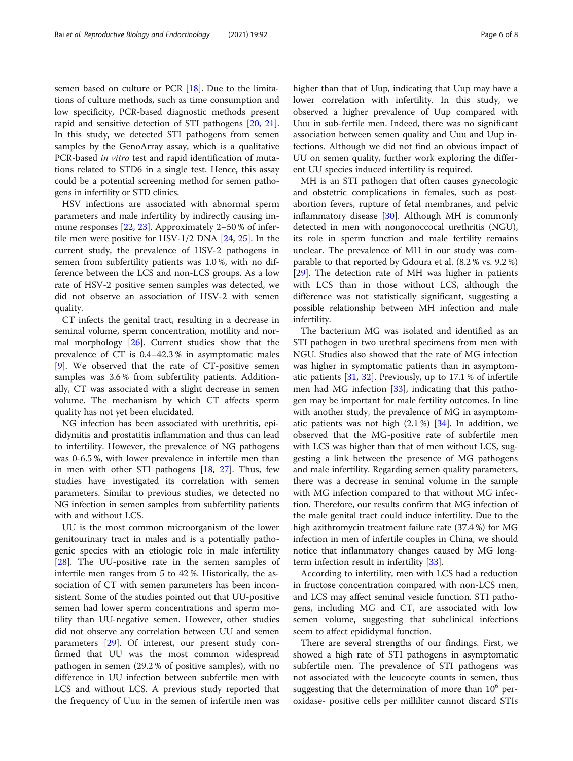semen based on culture or PCR [18]. Due to the limitations of culture methods, such as time consumption and low specificity, PCR-based diagnostic methods present rapid and sensitive detection of STI pathogens [20, 21]. In this study, we detected STI pathogens from semen samples by the GenoArray assay, which is a qualitative PCR-based *in vitro* test and rapid identification of mutations related to STD6 in a single test. Hence, this assay could be a potential screening method for semen pathogens in infertility or STD clinics.

HSV infections are associated with abnormal sperm parameters and male infertility by indirectly causing immune responses [22, 23]. Approximately 2–50 % of infertile men were positive for HSV-1/2 DNA [24, 25]. In the current study, the prevalence of HSV-2 pathogens in semen from subfertility patients was 1.0 %, with no difference between the LCS and non-LCS groups. As a low rate of HSV-2 positive semen samples was detected, we did not observe an association of HSV-2 with semen quality.

CT infects the genital tract, resulting in a decrease in seminal volume, sperm concentration, motility and normal morphology [26]. Current studies show that the prevalence of CT is 0.4–42.3 % in asymptomatic males [9]. We observed that the rate of CT-positive semen samples was 3.6 % from subfertility patients. Additionally, CT was associated with a slight decrease in semen volume. The mechanism by which CT affects sperm quality has not yet been elucidated.

NG infection has been associated with urethritis, epididymitis and prostatitis inflammation and thus can lead to infertility. However, the prevalence of NG pathogens was 0-6.5 %, with lower prevalence in infertile men than in men with other STI pathogens [18, 27]. Thus, few studies have investigated its correlation with semen parameters. Similar to previous studies, we detected no NG infection in semen samples from subfertility patients with and without LCS.

UU is the most common microorganism of the lower genitourinary tract in males and is a potentially pathogenic species with an etiologic role in male infertility [28]. The UU-positive rate in the semen samples of infertile men ranges from 5 to 42 %. Historically, the association of CT with semen parameters has been inconsistent. Some of the studies pointed out that UU-positive semen had lower sperm concentrations and sperm motility than UU-negative semen. However, other studies did not observe any correlation between UU and semen parameters [29]. Of interest, our present study confirmed that UU was the most common widespread pathogen in semen (29.2 % of positive samples), with no difference in UU infection between subfertile men with LCS and without LCS. A previous study reported that the frequency of Uuu in the semen of infertile men was higher than that of Uup, indicating that Uup may have a lower correlation with infertility. In this study, we observed a higher prevalence of Uup compared with Uuu in sub-fertile men. Indeed, there was no significant association between semen quality and Uuu and Uup infections. Although we did not find an obvious impact of UU on semen quality, further work exploring the different UU species induced infertility is required.

MH is an STI pathogen that often causes gynecologic and obstetric complications in females, such as post-abortion fevers, rupture of fetal membranes, and pelvic inflammatory disease [30]. Although MH is commonly detected in men with nongonococcal urethritis (NGU), its role in sperm function and male fertility remains unclear. The prevalence of MH in our study was comparable to that reported by Gdoura et al. (8.2 % vs. 9.2 %) [29]. The detection rate of MH was higher in patients with LCS than in those without LCS, although the difference was not statistically significant, suggesting a possible relationship between MH infection and male infertility.

The bacterium MG was isolated and identified as an STI pathogen in two urethral specimens from men with NGU. Studies also showed that the rate of MG infection was higher in symptomatic patients than in asymptomatic patients [31, 32]. Previously, up to 17.1 % of infertile men had MG infection [33], indicating that this pathogen may be important for male fertility outcomes. In line with another study, the prevalence of MG in asymptomatic patients was not high (2.1 %) [34]. In addition, we observed that the MG-positive rate of subfertile men with LCS was higher than that of men without LCS, suggesting a link between the presence of MG pathogens and male infertility. Regarding semen quality parameters, there was a decrease in seminal volume in the sample with MG infection compared to that without MG infection. Therefore, our results confirm that MG infection of the male genital tract could induce infertility. Due to the high azithromycin treatment failure rate (37.4 %) for MG infection in men of infertile couples in China, we should notice that inflammatory changes caused by MG long-term infection result in infertility [33].

According to infertility, men with LCS had a reduction in fructose concentration compared with non-LCS men, and LCS may affect seminal vesicle function. STI pathogens, including MG and CT, are associated with low semen volume, suggesting that subclinical infections seem to affect epididymal function.

There are several strengths of our findings. First, we showed a high rate of STI pathogens in asymptomatic subfertile men. The prevalence of STI pathogens was not associated with the leucocyte counts in semen, thus suggesting that the determination of more than $10^6$ peroxidase- positive cells per milliliter cannot discard STIs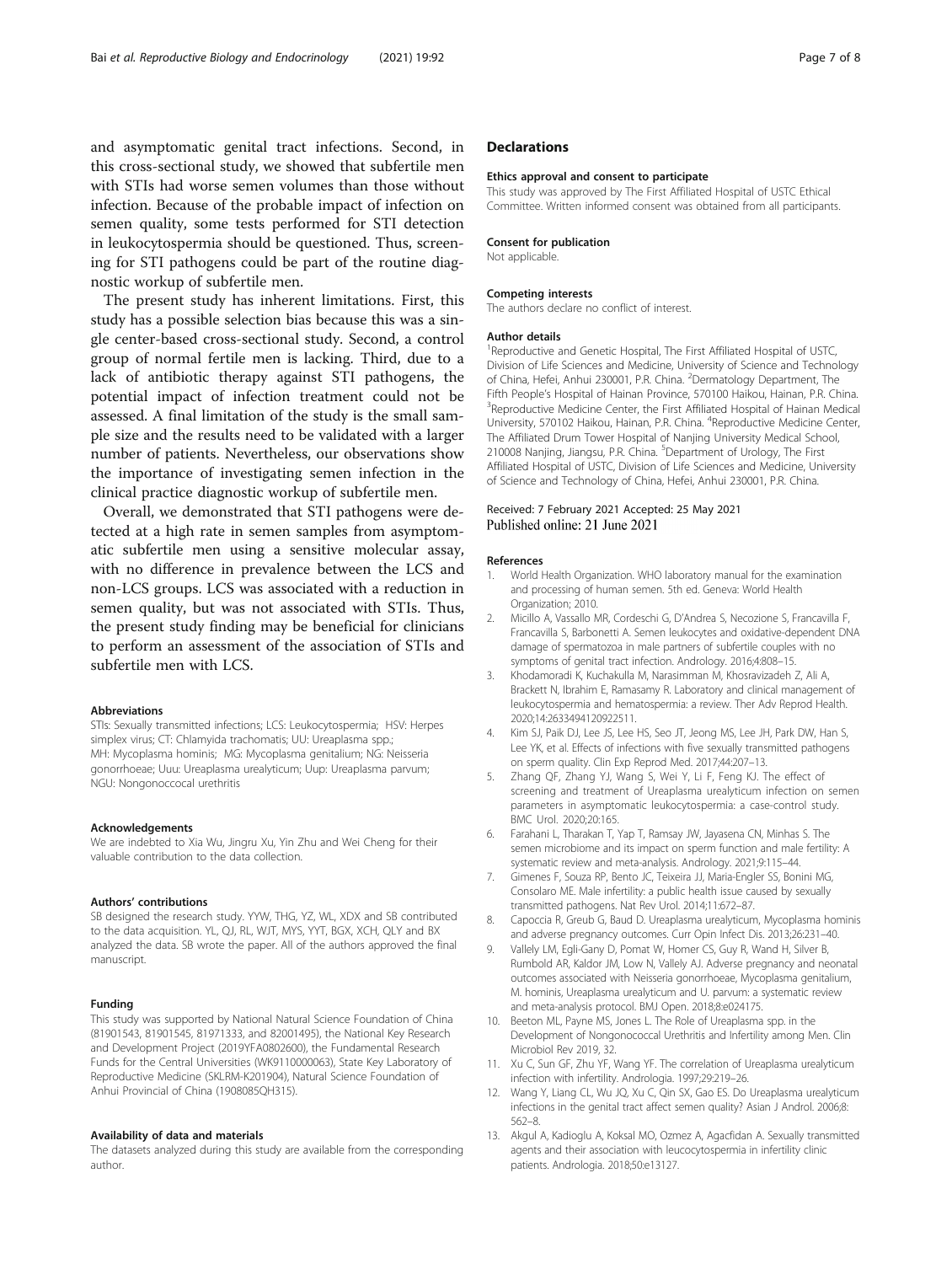and asymptomatic genital tract infections. Second, in this cross-sectional study, we showed that subfertile men with STIs had worse semen volumes than those without infection. Because of the probable impact of infection on semen quality, some tests performed for STI detection in leukocytospermia should be questioned. Thus, screening for STI pathogens could be part of the routine diagnostic workup of subfertile men.

The present study has inherent limitations. First, this study has a possible selection bias because this was a single center-based cross-sectional study. Second, a control group of normal fertile men is lacking. Third, due to a lack of antibiotic therapy against STI pathogens, the potential impact of infection treatment could not be assessed. A final limitation of the study is the small sample size and the results need to be validated with a larger number of patients. Nevertheless, our observations show the importance of investigating semen infection in the clinical practice diagnostic workup of subfertile men.

Overall, we demonstrated that STI pathogens were detected at a high rate in semen samples from asymptomatic subfertile men using a sensitive molecular assay, with no difference in prevalence between the LCS and non-LCS groups. LCS was associated with a reduction in semen quality, but was not associated with STIs. Thus, the present study finding may be beneficial for clinicians to perform an assessment of the association of STIs and subfertile men with LCS.

#### Abbreviations

STIs: Sexually transmitted infections; LCS: Leukocytospermia; HSV: Herpes simplex virus; CT: Chlamyida trachomatis; UU: Ureaplasma spp.; MH: Mycoplasma hominis; MG: Mycoplasma genitalium; NG: Neisseria gonorrhoeae; Uuu: Ureaplasma urealyticum; Uup: Ureaplasma parvum; NGU: Nongonoccocal urethritis

#### Acknowledgements

We are indebted to Xia Wu, Jingru Xu, Yin Zhu and Wei Cheng for their valuable contribution to the data collection.

#### Authors' contributions

SB designed the research study. YYW, THG, YZ, WL, XDX and SB contributed to the data acquisition. YL, QJ, RL, WJT, MYS, YYT, BGX, XCH, QLY and BX analyzed the data. SB wrote the paper. All of the authors approved the final manuscript.

#### Funding

This study was supported by National Natural Science Foundation of China (81901543, 81901545, 81971333, and 82001495), the National Key Research and Development Project (2019YFA0802600), the Fundamental Research Funds for the Central Universities (WK9110000063), State Key Laboratory of Reproductive Medicine (SKLRM-K201904), Natural Science Foundation of Anhui Provincial of China (1908085QH315).

#### Availability of data and materials

The datasets analyzed during this study are available from the corresponding author.

## Declarations

#### Ethics approval and consent to participate

This study was approved by The First Affiliated Hospital of USTC Ethical Committee. Written informed consent was obtained from all participants.

#### Consent for publication

Not applicable.

#### Competing interests

The authors declare no conflict of interest.

#### Author details

[1]Reproductive and Genetic Hospital, The First Affiliated Hospital of USTC, Division of Life Sciences and Medicine, University of Science and Technology of China, Hefei, Anhui 230001, P.R. China. [2]Dermatology Department, The Fifth People's Hospital of Hainan Province, 570100 Haikou, Hainan, P.R. China. [3]Reproductive Medicine Center, the First Affiliated Hospital of Hainan Medical University, 570102 Haikou, Hainan, P.R. China. [4]Reproductive Medicine Center, The Affiliated Drum Tower Hospital of Nanjing University Medical School, 210008 Nanjing, Jiangsu, P.R. China. [5]Department of Urology, The First Affiliated Hospital of USTC, Division of Life Sciences and Medicine, University of Science and Technology of China, Hefei, Anhui 230001, P.R. China.

Received: 7 February 2021 Accepted: 25 May 2021
Published online: 21 June 2021

#### References

1. World Health Organization. WHO laboratory manual for the examination and processing of human semen. 5th ed. Geneva: World Health Organization; 2010.
2. Micillo A, Vassallo MR, Cordeschi G, D'Andrea S, Necozione S, Francavilla F, Francavilla S, Barbonetti A. Semen leukocytes and oxidative-dependent DNA damage of spermatozoa in male partners of subfertile couples with no symptoms of genital tract infection. Andrology. 2016;4:808–15.
3. Khodamoradi K, Kuchakulla M, Narasimman M, Khosravizadeh Z, Ali A, Brackett N, Ibrahim E, Ramasamy R. Laboratory and clinical management of leukocytospermia and hematospermia: a review. Ther Adv Reprod Health. 2020;14:2633494120922511.
4. Kim SJ, Paik DJ, Lee JS, Lee HS, Seo JT, Jeong MS, Lee JH, Park DW, Han S, Lee YK, et al. Effects of infections with five sexually transmitted pathogens on sperm quality. Clin Exp Reprod Med. 2017;44:207–13.
5. Zhang QF, Zhang YJ, Wang S, Wei Y, Li F, Feng KJ. The effect of screening and treatment of Ureaplasma urealyticum infection on semen parameters in asymptomatic leukocytospermia: a case-control study. BMC Urol. 2020;20:165.
6. Farahani L, Tharakan T, Yap T, Ramsay JW, Jayasena CN, Minhas S. The semen microbiome and its impact on sperm function and male fertility: A systematic review and meta-analysis. Andrology. 2021;9:115–44.
7. Gimenes F, Souza RP, Bento JC, Teixeira JJ, Maria-Engler SS, Bonini MG, Consolaro ME. Male infertility: a public health issue caused by sexually transmitted pathogens. Nat Rev Urol. 2014;11:672–87.
8. Capoccia R, Greub G, Baud D. Ureaplasma urealyticum, Mycoplasma hominis and adverse pregnancy outcomes. Curr Opin Infect Dis. 2013;26:231–40.
9. Vallely LM, Egli-Gany D, Pomat W, Homer CS, Guy R, Wand H, Silver B, Rumbold AR, Kaldor JM, Low N, Vallely AJ. Adverse pregnancy and neonatal outcomes associated with Neisseria gonorrhoeae, Mycoplasma genitalium, M. hominis, Ureaplasma urealyticum and U. parvum: a systematic review and meta-analysis protocol. BMJ Open. 2018;8:e024175.
10. Beeton ML, Payne MS, Jones L. The Role of Ureaplasma spp. in the Development of Nongonococcal Urethritis and Infertility among Men. Clin Microbiol Rev 2019, 32.
11. Xu C, Sun GF, Zhu YF, Wang YF. The correlation of Ureaplasma urealyticum infection with infertility. Andrologia. 1997;29:219–26.
12. Wang Y, Liang CL, Wu JQ, Xu C, Qin SX, Gao ES. Do Ureaplasma urealyticum infections in the genital tract affect semen quality? Asian J Androl. 2006;8:562–8.
13. Akgul A, Kadioglu A, Koksal MO, Ozmez A, Agacfidan A. Sexually transmitted agents and their association with leucocytospermia in infertility clinic patients. Andrologia. 2018;50:e13127.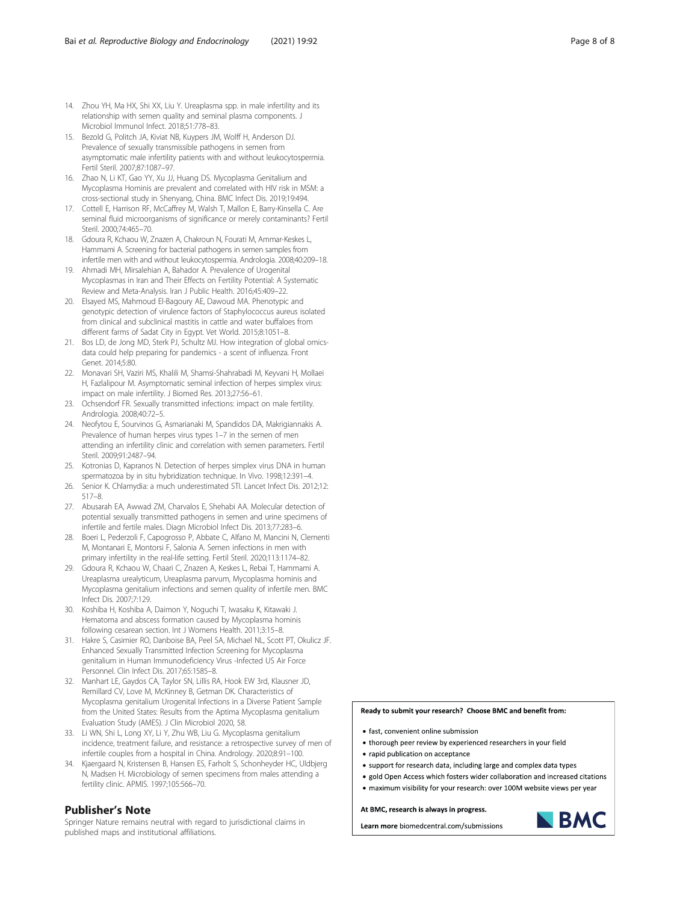14. Zhou YH, Ma HX, Shi XX, Liu Y. Ureaplasma spp. in male infertility and its relationship with semen quality and seminal plasma components. J Microbiol Immunol Infect. 2018;51:778–83.
15. Bezold G, Politch JA, Kiviat NB, Kuypers JM, Wolff H, Anderson DJ. Prevalence of sexually transmissible pathogens in semen from asymptomatic male infertility patients with and without leukocytospermia. Fertil Steril. 2007;87:1087–97.
16. Zhao N, Li KT, Gao YY, Xu JJ, Huang DS. Mycoplasma Genitalium and Mycoplasma Hominis are prevalent and correlated with HIV risk in MSM: a cross-sectional study in Shenyang, China. BMC Infect Dis. 2019;19:494.
17. Cottell E, Harrison RF, McCaffrey M, Walsh T, Mallon E, Barry-Kinsella C. Are seminal fluid microorganisms of significance or merely contaminants? Fertil Steril. 2000;74:465–70.
18. Gdoura R, Kchaou W, Znazen A, Chakroun N, Fourati M, Ammar-Keskes L, Hammami A. Screening for bacterial pathogens in semen samples from infertile men with and without leukocytospermia. Andrologia. 2008;40:209–18.
19. Ahmadi MH, Mirsalehian A, Bahador A. Prevalence of Urogenital Mycoplasmas in Iran and Their Effects on Fertility Potential: A Systematic Review and Meta-Analysis. Iran J Public Health. 2016;45:409–22.
20. Elsayed MS, Mahmoud El-Bagoury AE, Dawoud MA. Phenotypic and genotypic detection of virulence factors of Staphylococcus aureus isolated from clinical and subclinical mastitis in cattle and water buffaloes from different farms of Sadat City in Egypt. Vet World. 2015;8:1051–8.
21. Bos LD, de Jong MD, Sterk PJ, Schultz MJ. How integration of global omics-data could help preparing for pandemics - a scent of influenza. Front Genet. 2014;5:80.
22. Monavari SH, Vaziri MS, Khalili M, Shamsi-Shahrabadi M, Keyvani H, Mollaei H, Fazlalipour M. Asymptomatic seminal infection of herpes simplex virus: impact on male infertility. J Biomed Res. 2013;27:56–61.
23. Ochsendorf FR. Sexually transmitted infections: impact on male fertility. Andrologia. 2008;40:72–5.
24. Neofytou E, Sourvinos G, Asmarianaki M, Spandidos DA, Makrigiannakis A. Prevalence of human herpes virus types 1–7 in the semen of men attending an infertility clinic and correlation with semen parameters. Fertil Steril. 2009;91:2487–94.
25. Kotronias D, Kapranos N. Detection of herpes simplex virus DNA in human spermatozoa by in situ hybridization technique. In Vivo. 1998;12:391–4.
26. Senior K. Chlamydia: a much underestimated STI. Lancet Infect Dis. 2012;12:517–8.
27. Abusarah EA, Awwad ZM, Charvalos E, Shehabi AA. Molecular detection of potential sexually transmitted pathogens in semen and urine specimens of infertile and fertile males. Diagn Microbiol Infect Dis. 2013;77:283–6.
28. Boeri L, Pederzoli F, Capogrosso P, Abbate C, Alfano M, Mancini N, Clementi M, Montanari E, Montorsi F, Salonia A. Semen infections in men with primary infertility in the real-life setting. Fertil Steril. 2020;113:1174–82.
29. Gdoura R, Kchaou W, Chaari C, Znazen A, Keskes L, Rebai T, Hammami A. Ureaplasma urealyticum, Ureaplasma parvum, Mycoplasma hominis and Mycoplasma genitalium infections and semen quality of infertile men. BMC Infect Dis. 2007;7:129.
30. Koshiba H, Koshiba A, Daimon Y, Noguchi T, Iwasaku K, Kitawaki J. Hematoma and abscess formation caused by Mycoplasma hominis following cesarean section. Int J Womens Health. 2011;3:15–8.
31. Hakre S, Casimier RO, Danboise BA, Peel SA, Michael NL, Scott PT, Okulicz JF. Enhanced Sexually Transmitted Infection Screening for Mycoplasma genitalium in Human Immunodeficiency Virus -Infected US Air Force Personnel. Clin Infect Dis. 2017;65:1585–8.
32. Manhart LE, Gaydos CA, Taylor SN, Lillis RA, Hook EW 3rd, Klausner JD, Remillard CV, Love M, McKinney B, Getman DK. Characteristics of Mycoplasma genitalium Urogenital Infections in a Diverse Patient Sample from the United States: Results from the Aptima Mycoplasma genitalium Evaluation Study (AMES). J Clin Microbiol 2020, 58.
33. Li WN, Shi L, Long XY, Li Y, Zhu WB, Liu G. Mycoplasma genitalium incidence, treatment failure, and resistance: a retrospective survey of men of infertile couples from a hospital in China. Andrology. 2020;8:91–100.
34. Kjaergaard N, Kristensen B, Hansen ES, Farholt S, Schonheyder HC, Uldbjerg N, Madsen H. Microbiology of semen specimens from males attending a fertility clinic. APMIS. 1997;105:566–70.

## Publisher's Note

Springer Nature remains neutral with regard to jurisdictional claims in published maps and institutional affiliations.

**Ready to submit your research? Choose BMC and benefit from:**

- fast, convenient online submission
- thorough peer review by experienced researchers in your field
- rapid publication on acceptance
- support for research data, including large and complex data types
- gold Open Access which fosters wider collaboration and increased citations
- maximum visibility for your research: over 100M website views per year

**At BMC, research is always in progress.**

**Learn more** biomedcentral.com/submissions

BMC